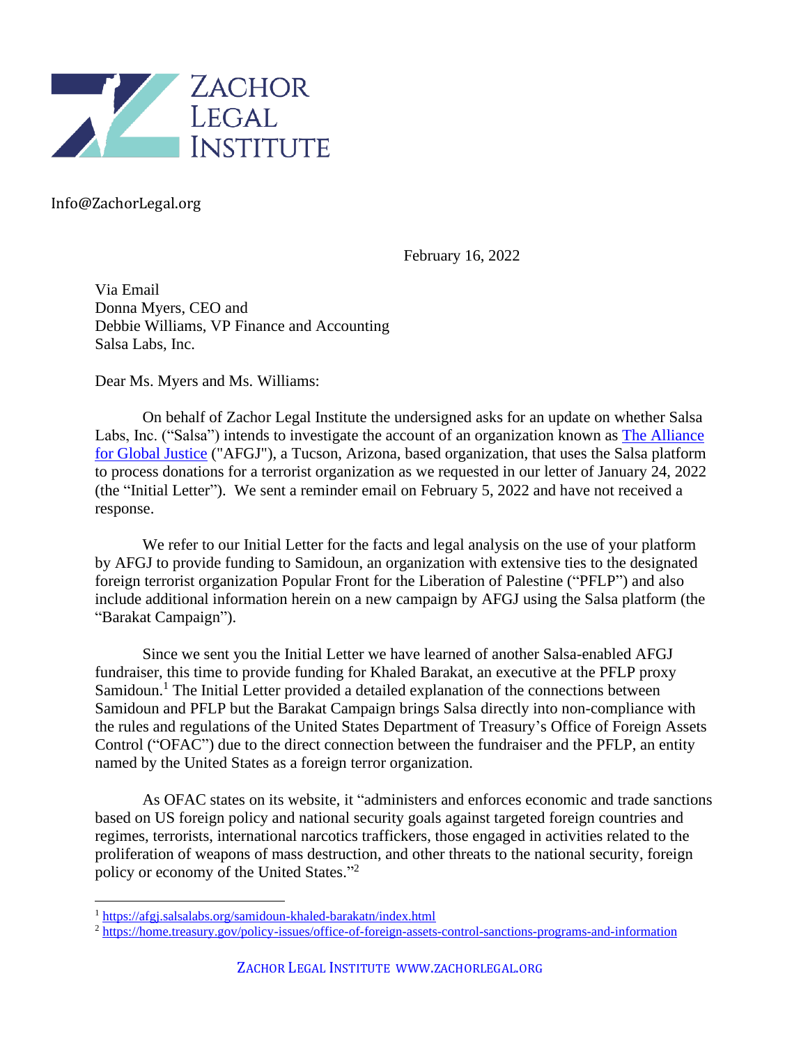ZACHOR LEGAL INSTITUTE

Info@ZachorLegal.org

February 16, 2022

Via Email
Donna Myers, CEO and
Debbie Williams, VP Finance and Accounting
Salsa Labs, Inc.

Dear Ms. Myers and Ms. Williams:

On behalf of Zachor Legal Institute the undersigned asks for an update on whether Salsa Labs, Inc. ("Salsa") intends to investigate the account of an organization known as [The Alliance for Global Justice]() ("AFGJ"), a Tucson, Arizona, based organization, that uses the Salsa platform to process donations for a terrorist organization as we requested in our letter of January 24, 2022 (the "Initial Letter"). We sent a reminder email on February 5, 2022 and have not received a response.

We refer to our Initial Letter for the facts and legal analysis on the use of your platform by AFGJ to provide funding to Samidoun, an organization with extensive ties to the designated foreign terrorist organization Popular Front for the Liberation of Palestine ("PFLP") and also include additional information herein on a new campaign by AFGJ using the Salsa platform (the "Barakat Campaign").

Since we sent you the Initial Letter we have learned of another Salsa-enabled AFGJ fundraiser, this time to provide funding for Khaled Barakat, an executive at the PFLP proxy Samidoun.[1] The Initial Letter provided a detailed explanation of the connections between Samidoun and PFLP but the Barakat Campaign brings Salsa directly into non-compliance with the rules and regulations of the United States Department of Treasury's Office of Foreign Assets Control ("OFAC") due to the direct connection between the fundraiser and the PFLP, an entity named by the United States as a foreign terror organization.

As OFAC states on its website, it "administers and enforces economic and trade sanctions based on US foreign policy and national security goals against targeted foreign countries and regimes, terrorists, international narcotics traffickers, those engaged in activities related to the proliferation of weapons of mass destruction, and other threats to the national security, foreign policy or economy of the United States."[2]

[1] https://afgj.salsalabs.org/samidoun-khaled-barakatn/index.html

[2] https://home.treasury.gov/policy-issues/office-of-foreign-assets-control-sanctions-programs-and-information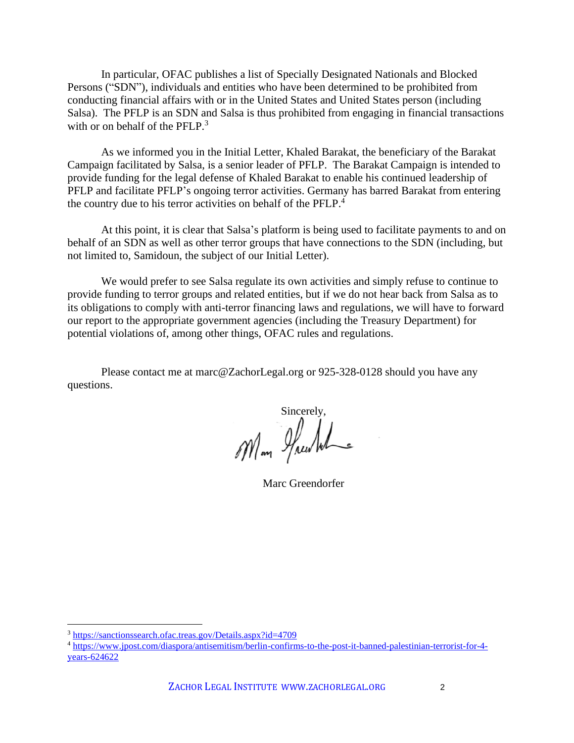In particular, OFAC publishes a list of Specially Designated Nationals and Blocked Persons ("SDN"), individuals and entities who have been determined to be prohibited from conducting financial affairs with or in the United States and United States person (including Salsa). The PFLP is an SDN and Salsa is thus prohibited from engaging in financial transactions with or on behalf of the PFLP.[3]

As we informed you in the Initial Letter, Khaled Barakat, the beneficiary of the Barakat Campaign facilitated by Salsa, is a senior leader of PFLP. The Barakat Campaign is intended to provide funding for the legal defense of Khaled Barakat to enable his continued leadership of PFLP and facilitate PFLP's ongoing terror activities. Germany has barred Barakat from entering the country due to his terror activities on behalf of the PFLP.[4]

At this point, it is clear that Salsa's platform is being used to facilitate payments to and on behalf of an SDN as well as other terror groups that have connections to the SDN (including, but not limited to, Samidoun, the subject of our Initial Letter).

We would prefer to see Salsa regulate its own activities and simply refuse to continue to provide funding to terror groups and related entities, but if we do not hear back from Salsa as to its obligations to comply with anti-terror financing laws and regulations, we will have to forward our report to the appropriate government agencies (including the Treasury Department) for potential violations of, among other things, OFAC rules and regulations.

Please contact me at marc@ZachorLegal.org or 925-328-0128 should you have any questions.

Sincerely,

Marc Greendorfer

---

[3] https://sanctionssearch.ofac.treas.gov/Details.aspx?id=4709

[4] https://www.jpost.com/diaspora/antisemitism/berlin-confirms-to-the-post-it-banned-palestinian-terrorist-for-4-years-624622

ZACHOR LEGAL INSTITUTE WWW.ZACHORLEGAL.ORG